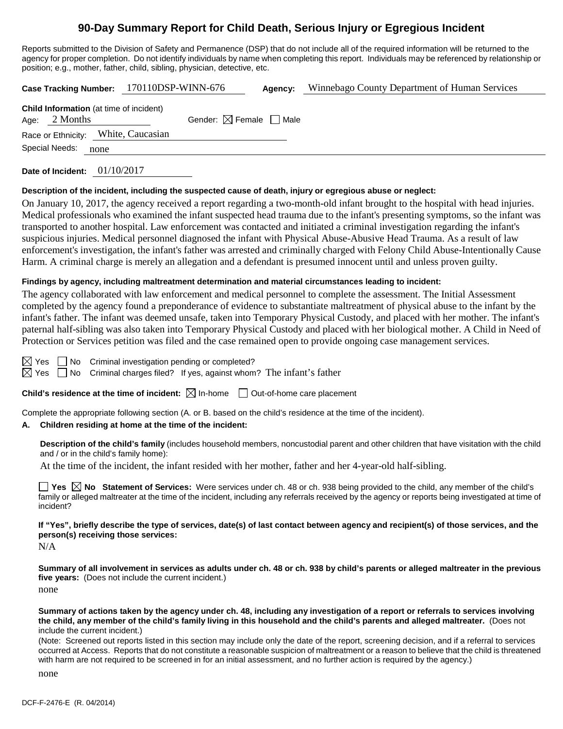# 90-Day Summary Report for Child Death, Serious Injury or Egregious Incident

Reports submitted to the Division of Safety and Permanence (DSP) that do not include all of the required information will be returned to the agency for proper completion. Do not identify individuals by name when completing this report. Individuals may be referenced by relationship or position; e.g., mother, father, child, sibling, physician, detective, etc.

**Case Tracking Number:** 170110DSP-WINN-676 **Agency:** Winnebago County Department of Human Services

**Child Information** (at time of incident)
Age: 2 Months Gender: ☒ Female ☐ Male
Race or Ethnicity: White, Caucasian
Special Needs: none

**Date of Incident:** 01/10/2017

**Description of the incident, including the suspected cause of death, injury or egregious abuse or neglect:**

On January 10, 2017, the agency received a report regarding a two-month-old infant brought to the hospital with head injuries. Medical professionals who examined the infant suspected head trauma due to the infant's presenting symptoms, so the infant was transported to another hospital. Law enforcement was contacted and initiated a criminal investigation regarding the infant's suspicious injuries. Medical personnel diagnosed the infant with Physical Abuse-Abusive Head Trauma. As a result of law enforcement's investigation, the infant's father was arrested and criminally charged with Felony Child Abuse-Intentionally Cause Harm. A criminal charge is merely an allegation and a defendant is presumed innocent until and unless proven guilty.

**Findings by agency, including maltreatment determination and material circumstances leading to incident:**

The agency collaborated with law enforcement and medical personnel to complete the assessment. The Initial Assessment completed by the agency found a preponderance of evidence to substantiate maltreatment of physical abuse to the infant by the infant's father. The infant was deemed unsafe, taken into Temporary Physical Custody, and placed with her mother. The infant's paternal half-sibling was also taken into Temporary Physical Custody and placed with her biological mother. A Child in Need of Protection or Services petition was filed and the case remained open to provide ongoing case management services.

☒ Yes ☐ No Criminal investigation pending or completed?
☒ Yes ☐ No Criminal charges filed? If yes, against whom? The infant's father

**Child's residence at the time of incident:** ☒ In-home ☐ Out-of-home care placement

Complete the appropriate following section (A. or B. based on the child's residence at the time of the incident).

**A. Children residing at home at the time of the incident:**

**Description of the child's family** (includes household members, noncustodial parent and other children that have visitation with the child and / or in the child's family home):

At the time of the incident, the infant resided with her mother, father and her 4-year-old half-sibling.

☐ **Yes** ☒ **No Statement of Services:** Were services under ch. 48 or ch. 938 being provided to the child, any member of the child's family or alleged maltreater at the time of the incident, including any referrals received by the agency or reports being investigated at time of incident?

**If "Yes", briefly describe the type of services, date(s) of last contact between agency and recipient(s) of those services, and the person(s) receiving those services:**

N/A

**Summary of all involvement in services as adults under ch. 48 or ch. 938 by child's parents or alleged maltreater in the previous five years:** (Does not include the current incident.)

none

**Summary of actions taken by the agency under ch. 48, including any investigation of a report or referrals to services involving the child, any member of the child's family living in this household and the child's parents and alleged maltreater.** (Does not include the current incident.)

(Note: Screened out reports listed in this section may include only the date of the report, screening decision, and if a referral to services occurred at Access. Reports that do not constitute a reasonable suspicion of maltreatment or a reason to believe that the child is threatened with harm are not required to be screened in for an initial assessment, and no further action is required by the agency.)

none

DCF-F-2476-E (R. 04/2014)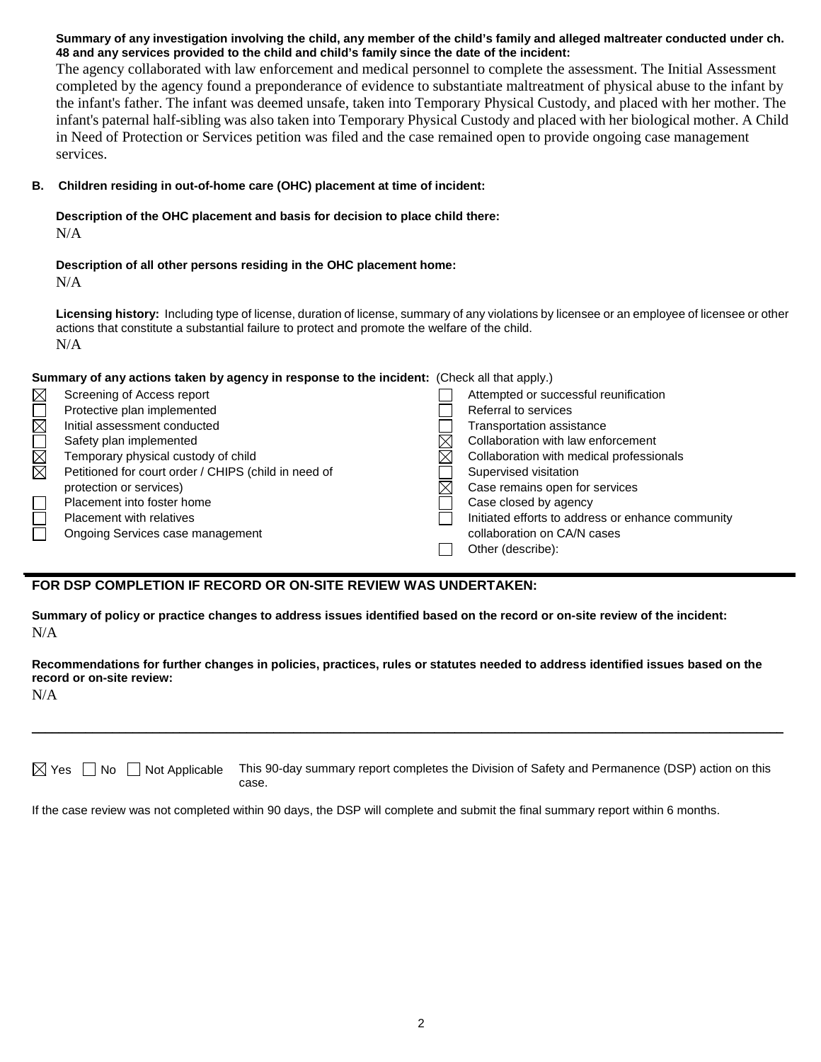**Summary of any investigation involving the child, any member of the child's family and alleged maltreater conducted under ch. 48 and any services provided to the child and child's family since the date of the incident:**

The agency collaborated with law enforcement and medical personnel to complete the assessment. The Initial Assessment completed by the agency found a preponderance of evidence to substantiate maltreatment of physical abuse to the infant by the infant's father. The infant was deemed unsafe, taken into Temporary Physical Custody, and placed with her mother. The infant's paternal half-sibling was also taken into Temporary Physical Custody and placed with her biological mother. A Child in Need of Protection or Services petition was filed and the case remained open to provide ongoing case management services.

**B. Children residing in out-of-home care (OHC) placement at time of incident:**

**Description of the OHC placement and basis for decision to place child there:**
N/A

**Description of all other persons residing in the OHC placement home:**
N/A

**Licensing history:** Including type of license, duration of license, summary of any violations by licensee or an employee of licensee or other actions that constitute a substantial failure to protect and promote the welfare of the child.
N/A

**Summary of any actions taken by agency in response to the incident:** (Check all that apply.)

- [x] Screening of Access report
- [ ] Protective plan implemented
- [x] Initial assessment conducted
- [ ] Safety plan implemented
- [x] Temporary physical custody of child
- [x] Petitioned for court order / CHIPS (child in need of protection or services)
- [ ] Placement into foster home
- [ ] Placement with relatives
- [ ] Ongoing Services case management
- [ ] Attempted or successful reunification
- [ ] Referral to services
- [ ] Transportation assistance
- [x] Collaboration with law enforcement
- [x] Collaboration with medical professionals
- [ ] Supervised visitation
- [x] Case remains open for services
- [ ] Case closed by agency
- [ ] Initiated efforts to address or enhance community collaboration on CA/N cases
- [ ] Other (describe):

## FOR DSP COMPLETION IF RECORD OR ON-SITE REVIEW WAS UNDERTAKEN:

**Summary of policy or practice changes to address issues identified based on the record or on-site review of the incident:**
N/A

**Recommendations for further changes in policies, practices, rules or statutes needed to address identified issues based on the record or on-site review:**
N/A

---

☒ Yes ☐ No ☐ Not Applicable This 90-day summary report completes the Division of Safety and Permanence (DSP) action on this case.

If the case review was not completed within 90 days, the DSP will complete and submit the final summary report within 6 months.